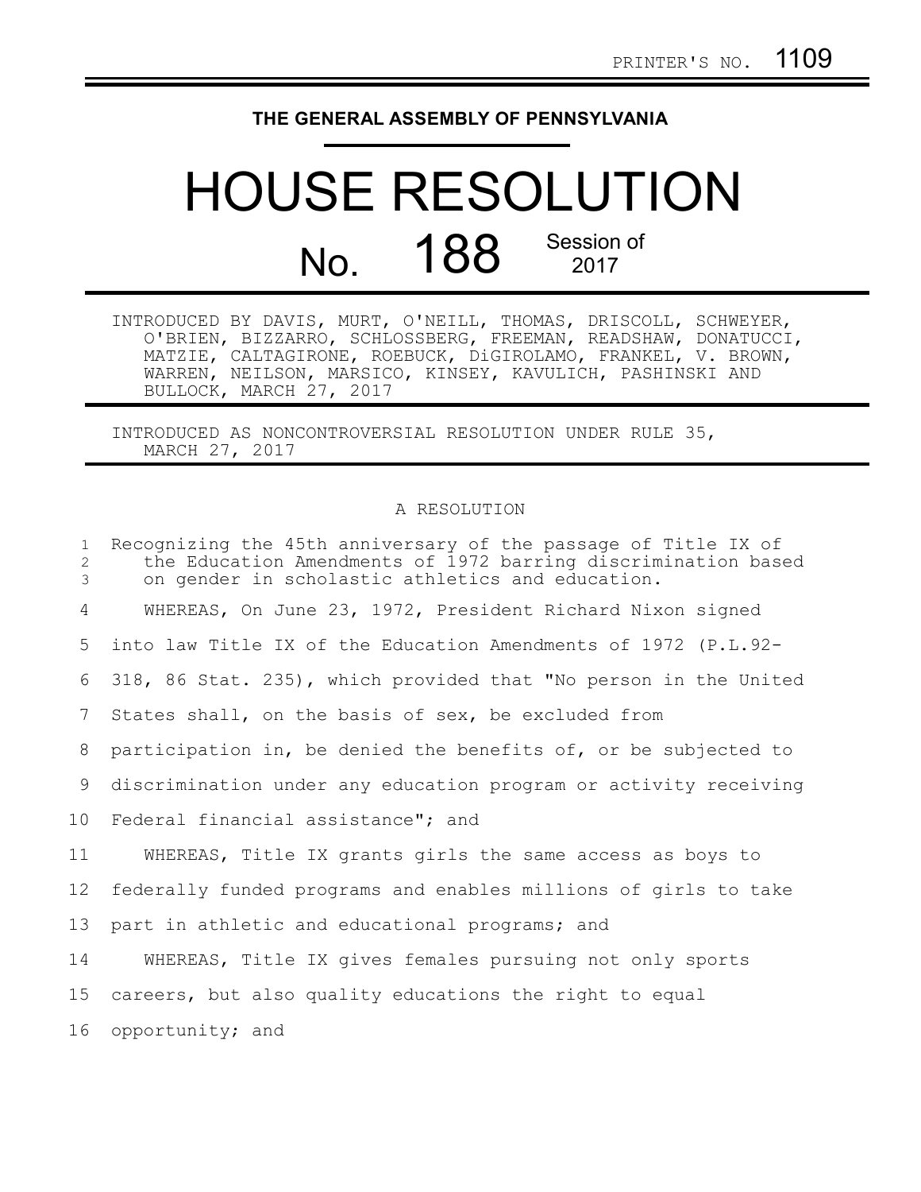PRINTER'S NO. 1109

**THE GENERAL ASSEMBLY OF PENNSYLVANIA**

# HOUSE RESOLUTION

## No. 188 Session of 2017

INTRODUCED BY DAVIS, MURT, O'NEILL, THOMAS, DRISCOLL, SCHWEYER, O'BRIEN, BIZZARRO, SCHLOSSBERG, FREEMAN, READSHAW, DONATUCCI, MATZIE, CALTAGIRONE, ROEBUCK, DiGIROLAMO, FRANKEL, V. BROWN, WARREN, NEILSON, MARSICO, KINSEY, KAVULICH, PASHINSKI AND BULLOCK, MARCH 27, 2017

INTRODUCED AS NONCONTROVERSIAL RESOLUTION UNDER RULE 35, MARCH 27, 2017

A RESOLUTION

Recognizing the 45th anniversary of the passage of Title IX of the Education Amendments of 1972 barring discrimination based on gender in scholastic athletics and education.

WHEREAS, On June 23, 1972, President Richard Nixon signed into law Title IX of the Education Amendments of 1972 (P.L.92-318, 86 Stat. 235), which provided that "No person in the United States shall, on the basis of sex, be excluded from participation in, be denied the benefits of, or be subjected to discrimination under any education program or activity receiving Federal financial assistance"; and

WHEREAS, Title IX grants girls the same access as boys to federally funded programs and enables millions of girls to take part in athletic and educational programs; and

WHEREAS, Title IX gives females pursuing not only sports careers, but also quality educations the right to equal opportunity; and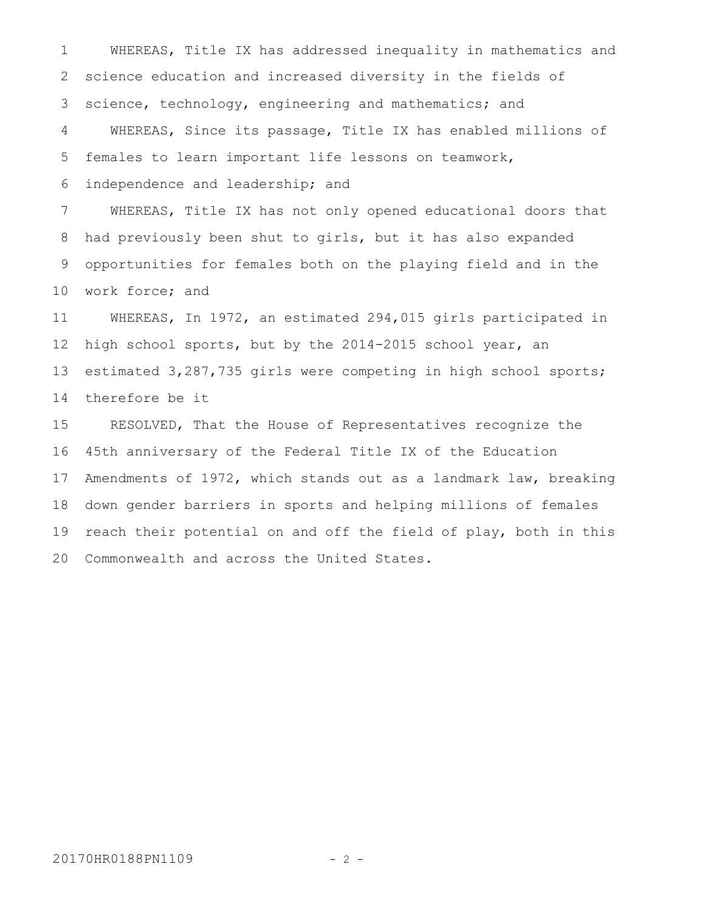WHEREAS, Title IX has addressed inequality in mathematics and science education and increased diversity in the fields of science, technology, engineering and mathematics; and

WHEREAS, Since its passage, Title IX has enabled millions of females to learn important life lessons on teamwork, independence and leadership; and

WHEREAS, Title IX has not only opened educational doors that had previously been shut to girls, but it has also expanded opportunities for females both on the playing field and in the work force; and

WHEREAS, In 1972, an estimated 294,015 girls participated in high school sports, but by the 2014-2015 school year, an estimated 3,287,735 girls were competing in high school sports; therefore be it

RESOLVED, That the House of Representatives recognize the 45th anniversary of the Federal Title IX of the Education Amendments of 1972, which stands out as a landmark law, breaking down gender barriers in sports and helping millions of females reach their potential on and off the field of play, both in this Commonwealth and across the United States.